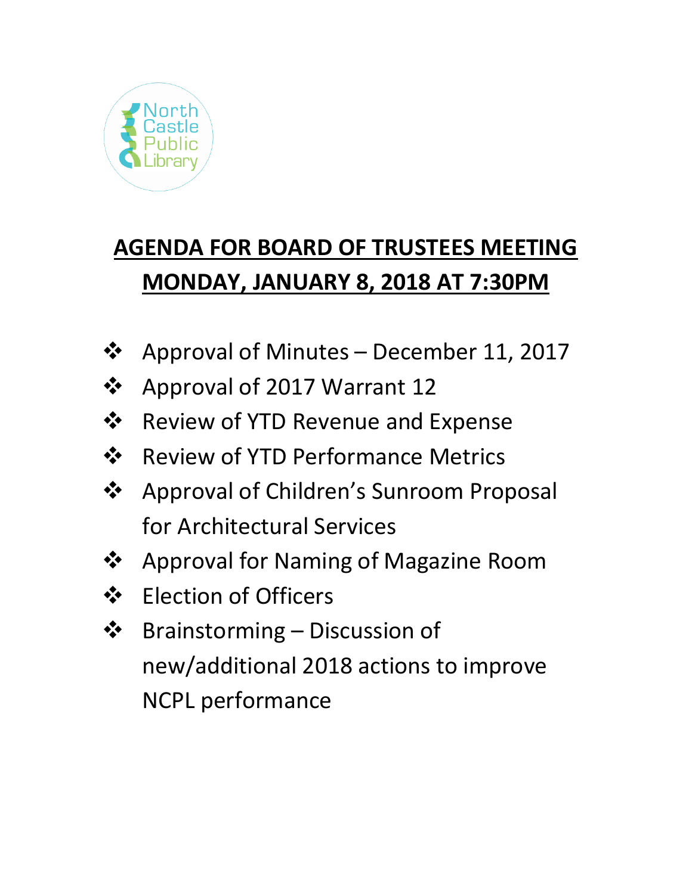North Castle Public Library

# AGENDA FOR BOARD OF TRUSTEES MEETING

# MONDAY, JANUARY 8, 2018 AT 7:30PM

- Approval of Minutes – December 11, 2017
- Approval of 2017 Warrant 12
- Review of YTD Revenue and Expense
- Review of YTD Performance Metrics
- Approval of Children's Sunroom Proposal for Architectural Services
- Approval for Naming of Magazine Room
- Election of Officers
- Brainstorming – Discussion of new/additional 2018 actions to improve NCPL performance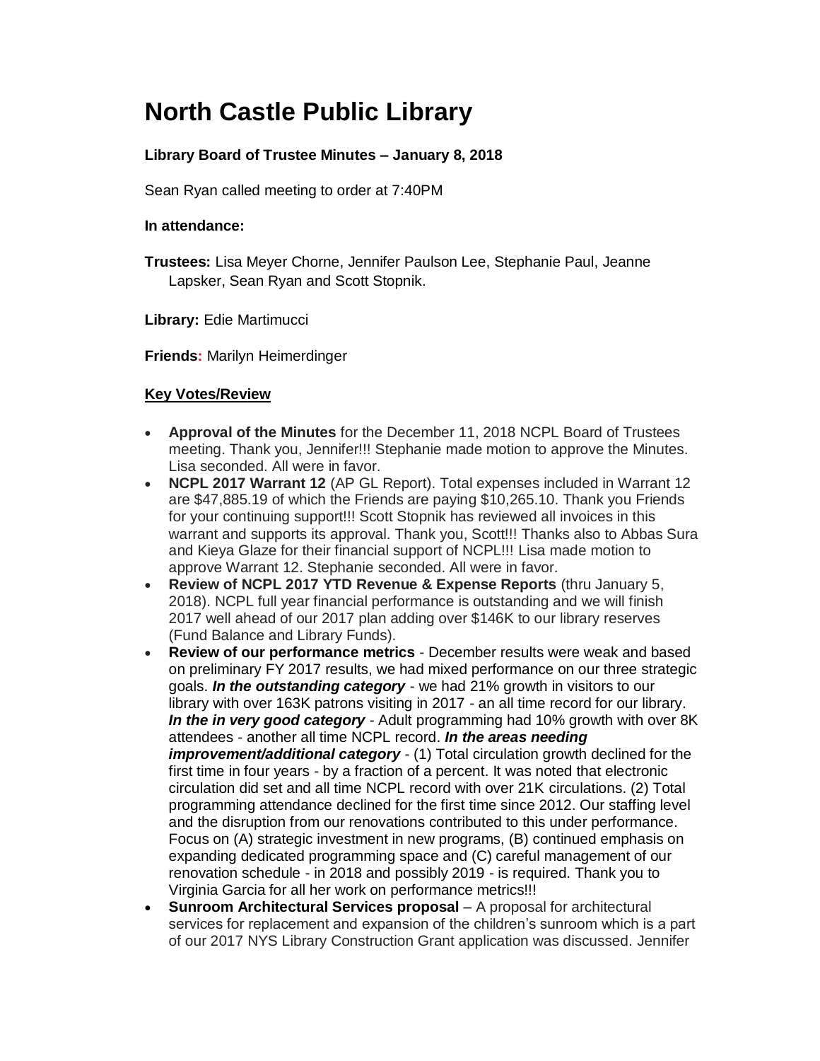# North Castle Public Library

### Library Board of Trustee Minutes – January 8, 2018

Sean Ryan called meeting to order at 7:40PM

**In attendance:**

**Trustees:** Lisa Meyer Chorne, Jennifer Paulson Lee, Stephanie Paul, Jeanne Lapsker, Sean Ryan and Scott Stopnik.

**Library:** Edie Martimucci

**Friends:** Marilyn Heimerdinger

**Key Votes/Review**

- **Approval of the Minutes** for the December 11, 2018 NCPL Board of Trustees meeting. Thank you, Jennifer!!! Stephanie made motion to approve the Minutes. Lisa seconded. All were in favor.
- **NCPL 2017 Warrant 12** (AP GL Report). Total expenses included in Warrant 12 are $47,885.19 of which the Friends are paying $10,265.10. Thank you Friends for your continuing support!!! Scott Stopnik has reviewed all invoices in this warrant and supports its approval. Thank you, Scott!!! Thanks also to Abbas Sura and Kieya Glaze for their financial support of NCPL!!! Lisa made motion to approve Warrant 12. Stephanie seconded. All were in favor.
- **Review of NCPL 2017 YTD Revenue & Expense Reports** (thru January 5, 2018). NCPL full year financial performance is outstanding and we will finish 2017 well ahead of our 2017 plan adding over $146K to our library reserves (Fund Balance and Library Funds).
- **Review of our performance metrics** - December results were weak and based on preliminary FY 2017 results, we had mixed performance on our three strategic goals. ***In the outstanding category*** - we had 21% growth in visitors to our library with over 163K patrons visiting in 2017 - an all time record for our library. ***In the in very good category*** - Adult programming had 10% growth with over 8K attendees - another all time NCPL record. ***In the areas needing improvement/additional category*** - (1) Total circulation growth declined for the first time in four years - by a fraction of a percent. It was noted that electronic circulation did set and all time NCPL record with over 21K circulations. (2) Total programming attendance declined for the first time since 2012. Our staffing level and the disruption from our renovations contributed to this under performance. Focus on (A) strategic investment in new programs, (B) continued emphasis on expanding dedicated programming space and (C) careful management of our renovation schedule - in 2018 and possibly 2019 - is required. Thank you to Virginia Garcia for all her work on performance metrics!!!
- **Sunroom Architectural Services proposal** – A proposal for architectural services for replacement and expansion of the children's sunroom which is a part of our 2017 NYS Library Construction Grant application was discussed. Jennifer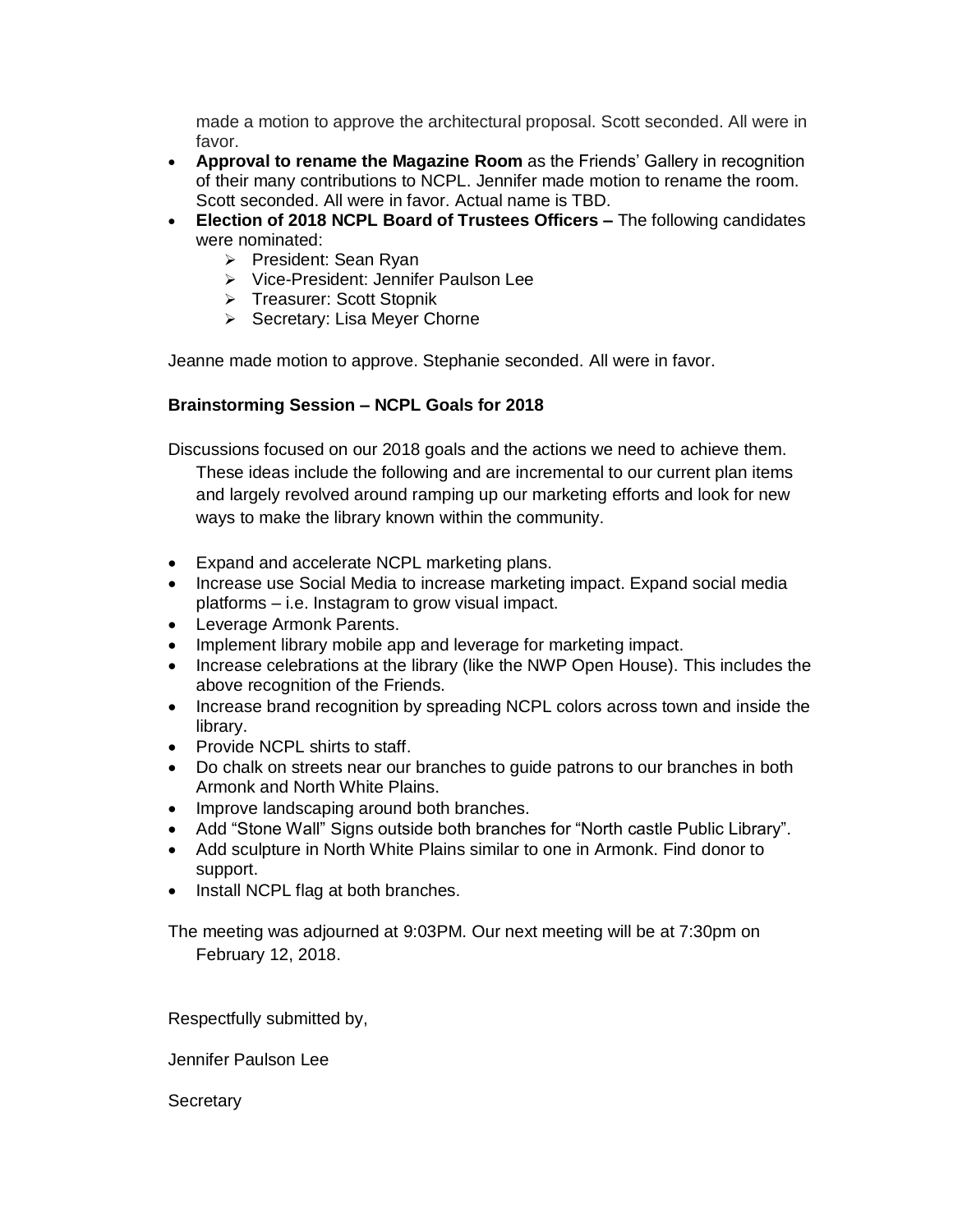made a motion to approve the architectural proposal. Scott seconded. All were in favor.

- **Approval to rename the Magazine Room** as the Friends' Gallery in recognition of their many contributions to NCPL. Jennifer made motion to rename the room. Scott seconded. All were in favor. Actual name is TBD.
- **Election of 2018 NCPL Board of Trustees Officers –** The following candidates were nominated:
  - President: Sean Ryan
  - Vice-President: Jennifer Paulson Lee
  - Treasurer: Scott Stopnik
  - Secretary: Lisa Meyer Chorne

Jeanne made motion to approve. Stephanie seconded. All were in favor.

**Brainstorming Session – NCPL Goals for 2018**

Discussions focused on our 2018 goals and the actions we need to achieve them. These ideas include the following and are incremental to our current plan items and largely revolved around ramping up our marketing efforts and look for new ways to make the library known within the community.

- Expand and accelerate NCPL marketing plans.
- Increase use Social Media to increase marketing impact. Expand social media platforms – i.e. Instagram to grow visual impact.
- Leverage Armonk Parents.
- Implement library mobile app and leverage for marketing impact.
- Increase celebrations at the library (like the NWP Open House). This includes the above recognition of the Friends.
- Increase brand recognition by spreading NCPL colors across town and inside the library.
- Provide NCPL shirts to staff.
- Do chalk on streets near our branches to guide patrons to our branches in both Armonk and North White Plains.
- Improve landscaping around both branches.
- Add "Stone Wall" Signs outside both branches for "North castle Public Library".
- Add sculpture in North White Plains similar to one in Armonk. Find donor to support.
- Install NCPL flag at both branches.

The meeting was adjourned at 9:03PM. Our next meeting will be at 7:30pm on February 12, 2018.

Respectfully submitted by,

Jennifer Paulson Lee

Secretary